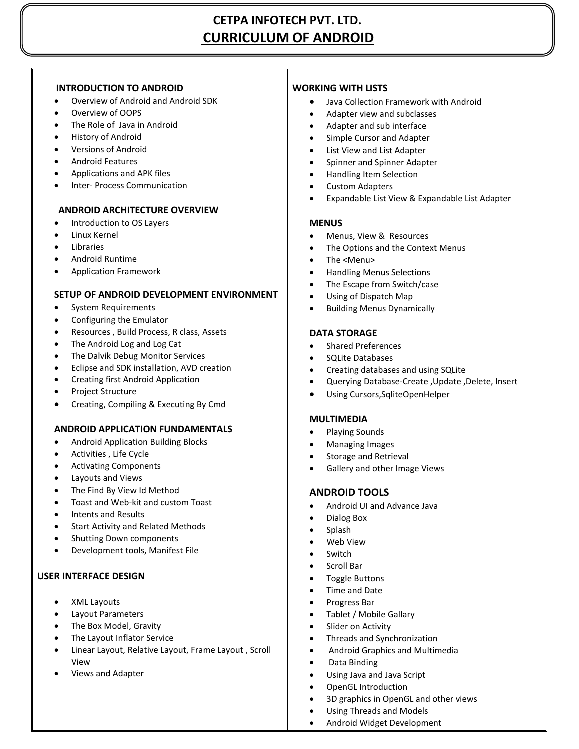# CETPA INFOTECH PVT. LTD.

## CURRICULUM OF ANDROID

### INTRODUCTION TO ANDROID

- Overview of Android and Android SDK
- Overview of OOPS
- The Role of Java in Android
- History of Android
- Versions of Android
- Android Features
- Applications and APK files
- Inter- Process Communication

### ANDROID ARCHITECTURE OVERVIEW

- Introduction to OS Layers
- Linux Kernel
- Libraries
- Android Runtime
- Application Framework

### SETUP OF ANDROID DEVELOPMENT ENVIRONMENT

- System Requirements
- Configuring the Emulator
- Resources , Build Process, R class, Assets
- The Android Log and Log Cat
- The Dalvik Debug Monitor Services
- Eclipse and SDK installation, AVD creation
- Creating first Android Application
- Project Structure
- Creating, Compiling & Executing By Cmd

### ANDROID APPLICATION FUNDAMENTALS

- Android Application Building Blocks
- Activities , Life Cycle
- Activating Components
- Layouts and Views
- The Find By View Id Method
- Toast and Web-kit and custom Toast
- Intents and Results
- Start Activity and Related Methods
- Shutting Down components
- Development tools, Manifest File

### USER INTERFACE DESIGN

- XML Layouts
- Layout Parameters
- The Box Model, Gravity
- The Layout Inflator Service
- Linear Layout, Relative Layout, Frame Layout , Scroll View
- Views and Adapter

### WORKING WITH LISTS

- Java Collection Framework with Android
- Adapter view and subclasses
- Adapter and sub interface
- Simple Cursor and Adapter
- List View and List Adapter
- Spinner and Spinner Adapter
- Handling Item Selection
- Custom Adapters
- Expandable List View & Expandable List Adapter

### MENUS

- Menus, View & Resources
- The Options and the Context Menus
- The <Menu>
- Handling Menus Selections
- The Escape from Switch/case
- Using of Dispatch Map
- Building Menus Dynamically

### DATA STORAGE

- Shared Preferences
- SQLite Databases
- Creating databases and using SQLite
- Querying Database-Create ,Update ,Delete, Insert
- Using Cursors,SqliteOpenHelper

### MULTIMEDIA

- Playing Sounds
- Managing Images
- Storage and Retrieval
- Gallery and other Image Views

### ANDROID TOOLS

- Android UI and Advance Java
- Dialog Box
- Splash
- Web View
- Switch
- Scroll Bar
- Toggle Buttons
- Time and Date
- Progress Bar
- Tablet / Mobile Gallary
- Slider on Activity
- Threads and Synchronization
- Android Graphics and Multimedia
- Data Binding
- Using Java and Java Script
- OpenGL Introduction
- 3D graphics in OpenGL and other views
- Using Threads and Models
- Android Widget Development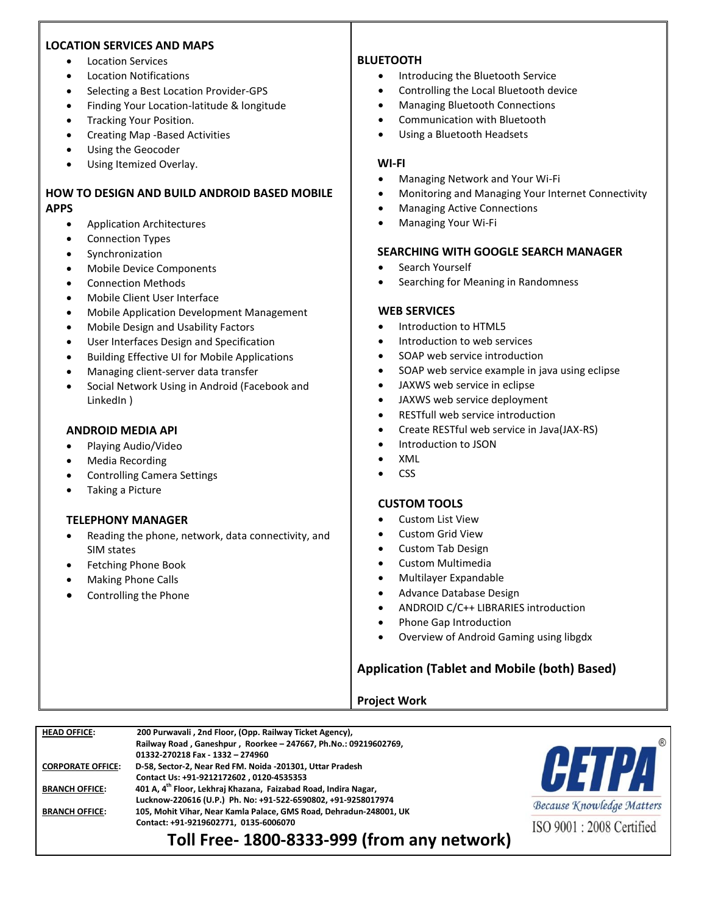## LOCATION SERVICES AND MAPS

- Location Services
- Location Notifications
- Selecting a Best Location Provider-GPS
- Finding Your Location-latitude & longitude
- Tracking Your Position.
- Creating Map -Based Activities
- Using the Geocoder
- Using Itemized Overlay.

## HOW TO DESIGN AND BUILD ANDROID BASED MOBILE APPS

- Application Architectures
- Connection Types
- Synchronization
- Mobile Device Components
- Connection Methods
- Mobile Client User Interface
- Mobile Application Development Management
- Mobile Design and Usability Factors
- User Interfaces Design and Specification
- Building Effective UI for Mobile Applications
- Managing client-server data transfer
- Social Network Using in Android (Facebook and LinkedIn )

## ANDROID MEDIA API

- Playing Audio/Video
- Media Recording
- Controlling Camera Settings
- Taking a Picture

## TELEPHONY MANAGER

- Reading the phone, network, data connectivity, and SIM states
- Fetching Phone Book
- Making Phone Calls
- Controlling the Phone

## BLUETOOTH

- Introducing the Bluetooth Service
- Controlling the Local Bluetooth device
- Managing Bluetooth Connections
- Communication with Bluetooth
- Using a Bluetooth Headsets

## WI-FI

- Managing Network and Your Wi-Fi
- Monitoring and Managing Your Internet Connectivity
- Managing Active Connections
- Managing Your Wi-Fi

## SEARCHING WITH GOOGLE SEARCH MANAGER

- Search Yourself
- Searching for Meaning in Randomness

## WEB SERVICES

- Introduction to HTML5
- Introduction to web services
- SOAP web service introduction
- SOAP web service example in java using eclipse
- JAXWS web service in eclipse
- JAXWS web service deployment
- RESTfull web service introduction
- Create RESTful web service in Java(JAX-RS)
- Introduction to JSON
- XML
- CSS

## CUSTOM TOOLS

- Custom List View
- Custom Grid View
- Custom Tab Design
- Custom Multimedia
- Multilayer Expandable
- Advance Database Design
- ANDROID C/C++ LIBRARIES introduction
- Phone Gap Introduction
- Overview of Android Gaming using libgdx

## Application (Tablet and Mobile (both) Based)

## Project Work

**HEAD OFFICE:** 200 Purwavali , 2nd Floor, (Opp. Railway Ticket Agency), Railway Road , Ganeshpur , Roorkee – 247667, Ph.No.: 09219602769, 01332-270218 Fax - 1332 – 274960

**CORPORATE OFFICE:** D-58, Sector-2, Near Red FM. Noida -201301, Uttar Pradesh Contact Us: +91-9212172602 , 0120-4535353

**BRANCH OFFICE:** 401 A, 4th Floor, Lekhraj Khazana, Faizabad Road, Indira Nagar, Lucknow-220616 (U.P.) Ph. No: +91-522-6590802, +91-9258017974

**BRANCH OFFICE:** 105, Mohit Vihar, Near Kamla Palace, GMS Road, Dehradun-248001, UK Contact: +91-9219602771, 0135-6006070

**Toll Free- 1800-8333-999 (from any network)**

CETPA®
Because Knowledge Matters
ISO 9001 : 2008 Certified